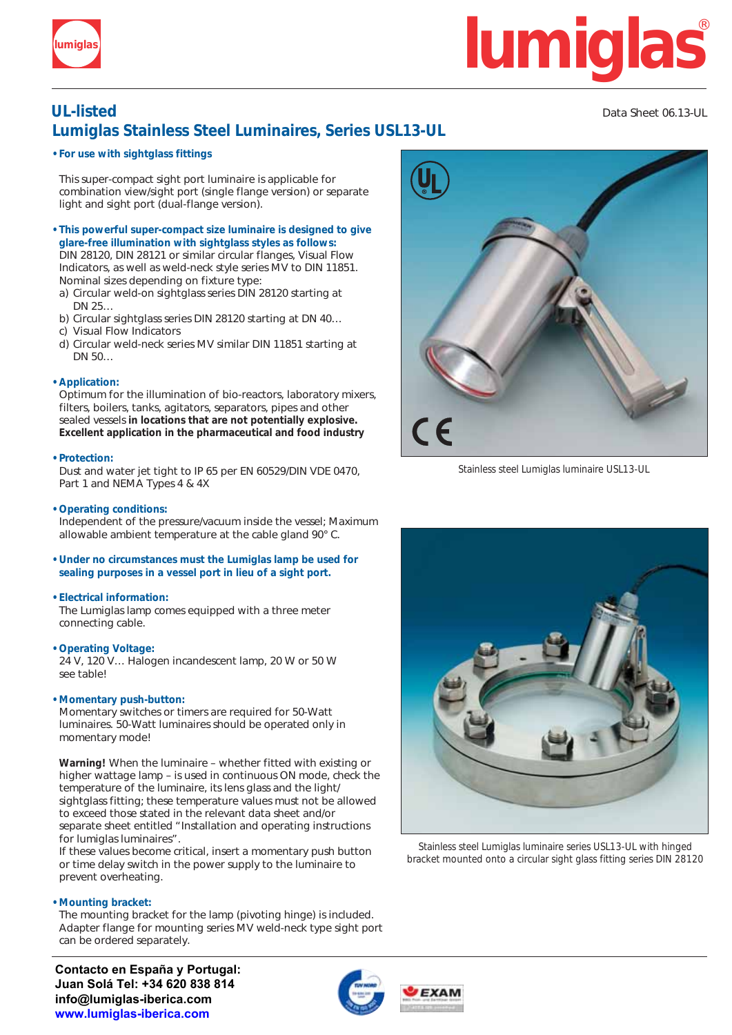# UL-listed

## Lumiglas Stainless Steel Luminaires, Series USL13-UL

Data Sheet 06.13-UL

- **For use with sightglass fittings**

This super-compact sight port luminaire is applicable for combination view/sight port (single flange version) or separate light and sight port (dual-flange version).

- **This powerful super-compact size luminaire is designed to give glare-free illumination with sightglass styles as follows:**
  DIN 28120, DIN 28121 or similar circular flanges, Visual Flow Indicators, as well as weld-neck style series MV to DIN 11851.
  Nominal sizes depending on fixture type:
  a) Circular weld-on sightglass series DIN 28120 starting at DN 25…
  b) Circular sightglass series DIN 28120 starting at DN 40…
  c) Visual Flow Indicators
  d) Circular weld-neck series MV similar DIN 11851 starting at DN 50…

- **Application:**
  Optimum for the illumination of bio-reactors, laboratory mixers, filters, boilers, tanks, agitators, separators, pipes and other sealed vessels **in locations that are not potentially explosive. Excellent application in the pharmaceutical and food industry**

- **Protection:**
  Dust and water jet tight to IP 65 per EN 60529/DIN VDE 0470, Part 1 and NEMA Types 4 & 4X

- **Operating conditions:**
  Independent of the pressure/vacuum inside the vessel; Maximum allowable ambient temperature at the cable gland 90° C.

- **Under no circumstances must the Lumiglas lamp be used for sealing purposes in a vessel port in lieu of a sight port.**

- **Electrical information:**
  The Lumiglas lamp comes equipped with a three meter connecting cable.

- **Operating Voltage:**
  24 V, 120 V… Halogen incandescent lamp, 20 W or 50 W see table!

- **Momentary push-button:**
  Momentary switches or timers are required for 50-Watt luminaires. 50-Watt luminaires should be operated only in momentary mode!

**Warning!** When the luminaire – whether fitted with existing or higher wattage lamp – is used in continuous ON mode, check the temperature of the luminaire, its lens glass and the light/sightglass fitting; these temperature values must not be allowed to exceed those stated in the relevant data sheet and/or separate sheet entitled "Installation and operating instructions for lumiglas luminaires".
If these values become critical, insert a momentary push button or time delay switch in the power supply to the luminaire to prevent overheating.

- **Mounting bracket:**
  The mounting bracket for the lamp (pivoting hinge) is included. Adapter flange for mounting series MV weld-neck type sight port can be ordered separately.

Stainless steel Lumiglas luminaire USL13-UL

Stainless steel Lumiglas luminaire series USL13-UL with hinged bracket mounted onto a circular sight glass fitting series DIN 28120

**Contacto en España y Portugal:**
**Juan Solá Tel: +34 620 838 814**
**info@lumiglas-iberica.com**
**www.lumiglas-iberica.com**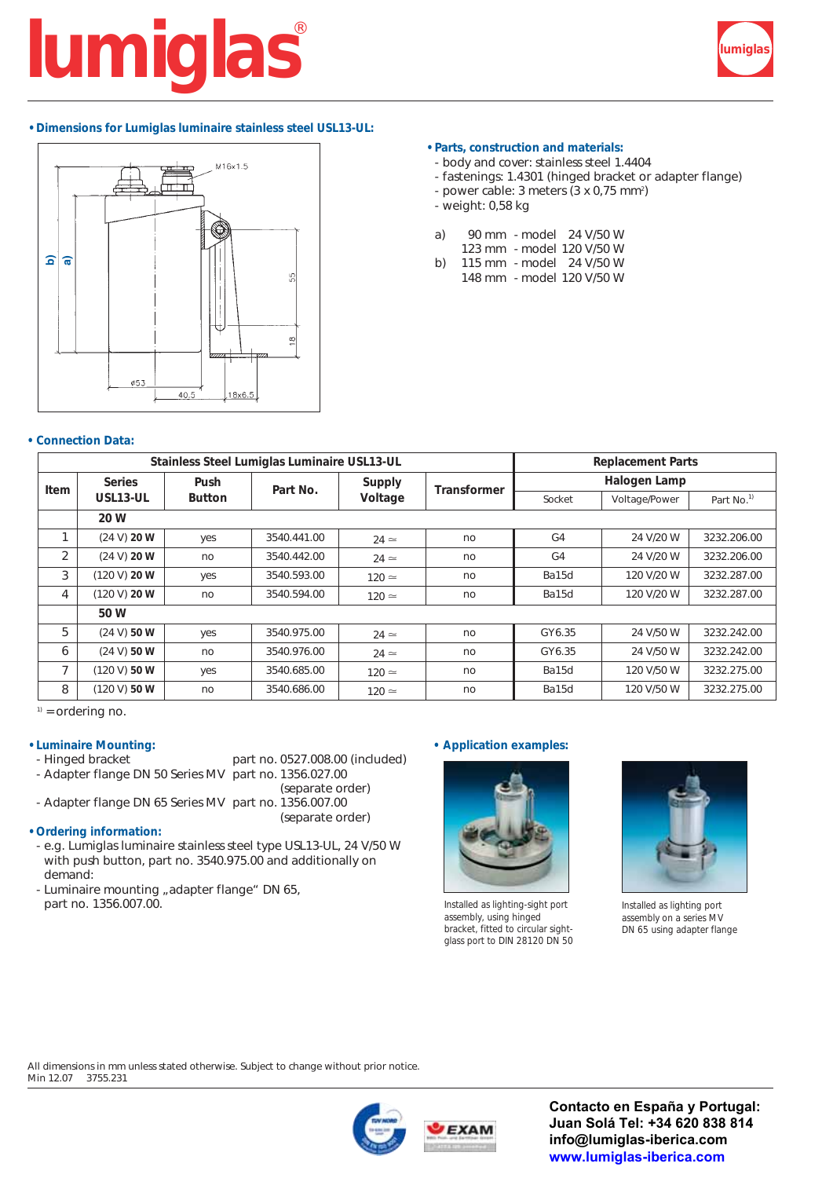# lumiglas®

**• Dimensions for Lumiglas luminaire stainless steel USL13-UL:**

M16x1.5

b) a)

55

18

⌀53

40.5

18x6.5

**• Parts, construction and materials:**

- body and cover: stainless steel 1.4404
- fastenings: 1.4301 (hinged bracket or adapter flange)
- power cable: 3 meters (3 x 0,75 mm²)
- weight: 0,58 kg

a) 90 mm - model 24 V/50 W
123 mm - model 120 V/50 W
b) 115 mm - model 24 V/50 W
148 mm - model 120 V/50 W

**• Connection Data:**

| Stainless Steel Lumiglas Luminaire USL13-UL | | | | | | Replacement Parts | | |
|---|---|---|---|---|---|---|---|---|
| Item | Series USL13-UL | Push Button | Part No. | Supply Voltage | Transformer | Halogen Lamp | | |
| | | | | | | Socket | Voltage/Power | Part No.[1] |
| | **20 W** | | | | | | | |
| 1 | (24 V) **20 W** | yes | 3540.441.00 | 24 ≃ | no | G4 | 24 V/20 W | 3232.206.00 |
| 2 | (24 V) **20 W** | no | 3540.442.00 | 24 ≃ | no | G4 | 24 V/20 W | 3232.206.00 |
| 3 | (120 V) **20 W** | yes | 3540.593.00 | 120 ≃ | no | Ba15d | 120 V/20 W | 3232.287.00 |
| 4 | (120 V) **20 W** | no | 3540.594.00 | 120 ≃ | no | Ba15d | 120 V/20 W | 3232.287.00 |
| | **50 W** | | | | | | | |
| 5 | (24 V) **50 W** | yes | 3540.975.00 | 24 ≃ | no | GY6.35 | 24 V/50 W | 3232.242.00 |
| 6 | (24 V) **50 W** | no | 3540.976.00 | 24 ≃ | no | GY6.35 | 24 V/50 W | 3232.242.00 |
| 7 | (120 V) **50 W** | yes | 3540.685.00 | 120 ≃ | no | Ba15d | 120 V/50 W | 3232.275.00 |
| 8 | (120 V) **50 W** | no | 3540.686.00 | 120 ≃ | no | Ba15d | 120 V/50 W | 3232.275.00 |

[1] = ordering no.

**• Luminaire Mounting:**

- Hinged bracket part no. 0527.008.00 (included)
- Adapter flange DN 50 Series MV part no. 1356.027.00 (separate order)
- Adapter flange DN 65 Series MV part no. 1356.007.00 (separate order)

**• Ordering information:**

- e.g. Lumiglas luminaire stainless steel type USL13-UL, 24 V/50 W with push button, part no. 3540.975.00 and additionally on demand:
- Luminaire mounting „adapter flange" DN 65, part no. 1356.007.00.

**• Application examples:**

Installed as lighting-sight port assembly, using hinged bracket, fitted to circular sight-glass port to DIN 28120 DN 50

Installed as lighting port assembly on a series MV DN 65 using adapter flange

All dimensions in mm unless stated otherwise. Subject to change without prior notice.
Min 12.07 3755.231

**Contacto en España y Portugal:**
**Juan Solá Tel: +34 620 838 814**
**info@lumiglas-iberica.com**
**www.lumiglas-iberica.com**